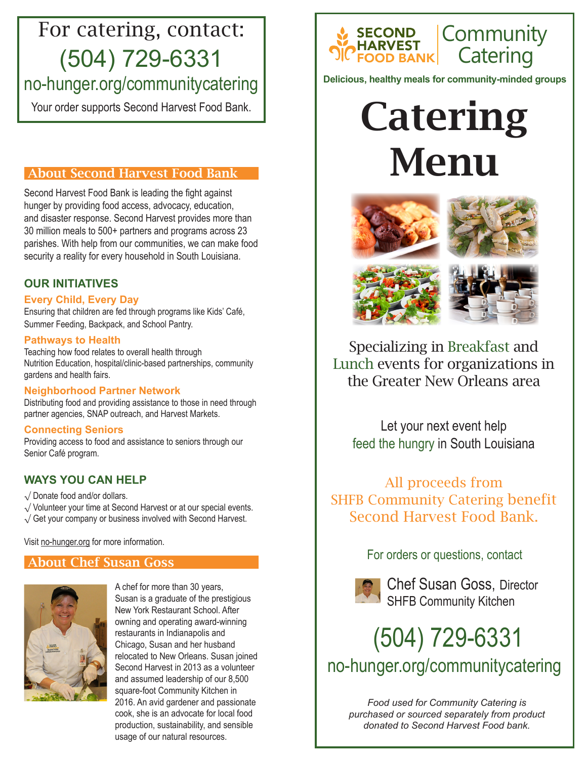For catering, contact:

(504) 729-6331

no-hunger.org/communitycatering

Your order supports Second Harvest Food Bank.

## About Second Harvest Food Bank

Second Harvest Food Bank is leading the fight against hunger by providing food access, advocacy, education, and disaster response. Second Harvest provides more than 30 million meals to 500+ partners and programs across 23 parishes. With help from our communities, we can make food security a reality for every household in South Louisiana.

### OUR INITIATIVES

**Every Child, Every Day**
Ensuring that children are fed through programs like Kids' Café, Summer Feeding, Backpack, and School Pantry.

**Pathways to Health**
Teaching how food relates to overall health through Nutrition Education, hospital/clinic-based partnerships, community gardens and health fairs.

**Neighborhood Partner Network**
Distributing food and providing assistance to those in need through partner agencies, SNAP outreach, and Harvest Markets.

**Connecting Seniors**
Providing access to food and assistance to seniors through our Senior Café program.

### WAYS YOU CAN HELP

√ Donate food and/or dollars.
√ Volunteer your time at Second Harvest or at our special events.
√ Get your company or business involved with Second Harvest.

Visit no-hunger.org for more information.

## About Chef Susan Goss

A chef for more than 30 years, Susan is a graduate of the prestigious New York Restaurant School. After owning and operating award-winning restaurants in Indianapolis and Chicago, Susan and her husband relocated to New Orleans. Susan joined Second Harvest in 2013 as a volunteer and assumed leadership of our 8,500 square-foot Community Kitchen in 2016. An avid gardener and passionate cook, she is an advocate for local food production, sustainability, and sensible usage of our natural resources.

SECOND HARVEST FOOD BANK | Community Catering

**Delicious, healthy meals for community-minded groups**

# Catering Menu

Specializing in Breakfast and Lunch events for organizations in the Greater New Orleans area

Let your next event help feed the hungry in South Louisiana

All proceeds from SHFB Community Catering benefit Second Harvest Food Bank.

For orders or questions, contact

Chef Susan Goss, Director
SHFB Community Kitchen

(504) 729-6331

no-hunger.org/communitycatering

*Food used for Community Catering is purchased or sourced separately from product donated to Second Harvest Food bank.*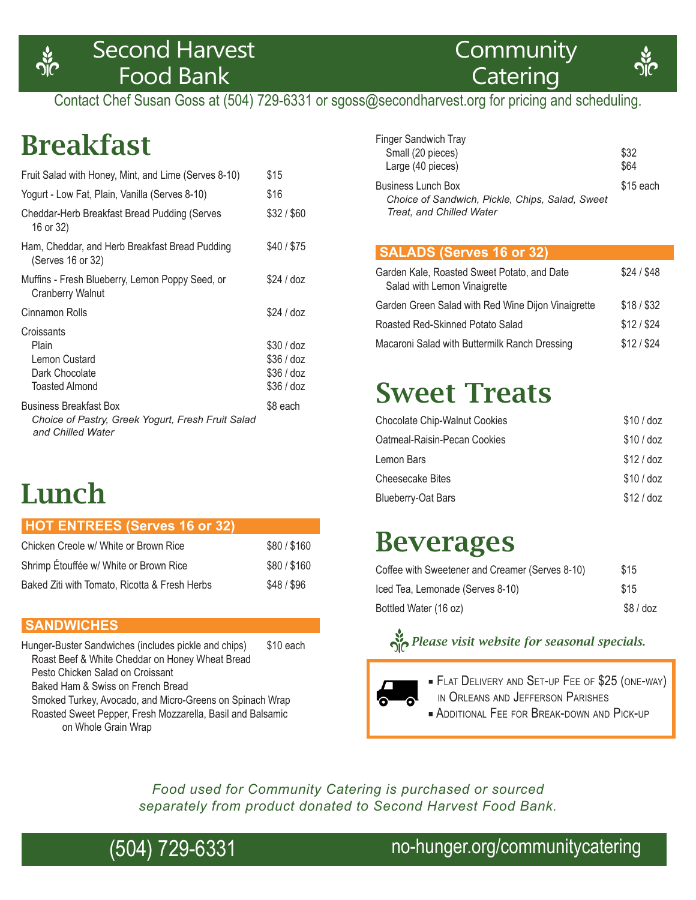# Second Harvest Food Bank — Community Catering

Contact Chef Susan Goss at (504) 729-6331 or sgoss@secondharvest.org for pricing and scheduling.

## Breakfast

| | |
|---|---|
| Fruit Salad with Honey, Mint, and Lime (Serves 8-10) | $15 |
| Yogurt - Low Fat, Plain, Vanilla (Serves 8-10) | $16 |
| Cheddar-Herb Breakfast Bread Pudding (Serves 16 or 32) | $32 / $60 |
| Ham, Cheddar, and Herb Breakfast Bread Pudding (Serves 16 or 32) | $40 / $75 |
| Muffins - Fresh Blueberry, Lemon Poppy Seed, or Cranberry Walnut | $24 / doz |
| Cinnamon Rolls | $24 / doz |
| Croissants | |
| Plain | $30 / doz |
| Lemon Custard | $36 / doz |
| Dark Chocolate | $36 / doz |
| Toasted Almond | $36 / doz |
| Business Breakfast Box<br>*Choice of Pastry, Greek Yogurt, Fresh Fruit Salad and Chilled Water* | $8 each |

## Lunch

### HOT ENTREES (Serves 16 or 32)

| | |
|---|---|
| Chicken Creole w/ White or Brown Rice | $80 / $160 |
| Shrimp Étouffée w/ White or Brown Rice | $80 / $160 |
| Baked Ziti with Tomato, Ricotta & Fresh Herbs | $48 / $96 |

### SANDWICHES

Hunger-Buster Sandwiches (includes pickle and chips) — $10 each
- Roast Beef & White Cheddar on Honey Wheat Bread
- Pesto Chicken Salad on Croissant
- Baked Ham & Swiss on French Bread
- Smoked Turkey, Avocado, and Micro-Greens on Spinach Wrap
- Roasted Sweet Pepper, Fresh Mozzarella, Basil and Balsamic on Whole Grain Wrap

| | |
|---|---|
| Finger Sandwich Tray | |
| Small (20 pieces) | $32 |
| Large (40 pieces) | $64 |
| Business Lunch Box<br>*Choice of Sandwich, Pickle, Chips, Salad, Sweet Treat, and Chilled Water* | $15 each |

### SALADS (Serves 16 or 32)

| | |
|---|---|
| Garden Kale, Roasted Sweet Potato, and Date Salad with Lemon Vinaigrette | $24 / $48 |
| Garden Green Salad with Red Wine Dijon Vinaigrette | $18 / $32 |
| Roasted Red-Skinned Potato Salad | $12 / $24 |
| Macaroni Salad with Buttermilk Ranch Dressing | $12 / $24 |

## Sweet Treats

| | |
|---|---|
| Chocolate Chip-Walnut Cookies | $10 / doz |
| Oatmeal-Raisin-Pecan Cookies | $10 / doz |
| Lemon Bars | $12 / doz |
| Cheesecake Bites | $10 / doz |
| Blueberry-Oat Bars | $12 / doz |

## Beverages

| | |
|---|---|
| Coffee with Sweetener and Creamer (Serves 8-10) | $15 |
| Iced Tea, Lemonade (Serves 8-10) | $15 |
| Bottled Water (16 oz) | $8 / doz |

***Please visit website for seasonal specials.***

- Flat Delivery and Set-up Fee of $25 (one-way) in Orleans and Jefferson Parishes
- Additional Fee for Break-down and Pick-up

*Food used for Community Catering is purchased or sourced separately from product donated to Second Harvest Food Bank.*

(504) 729-6331 no-hunger.org/communitycatering